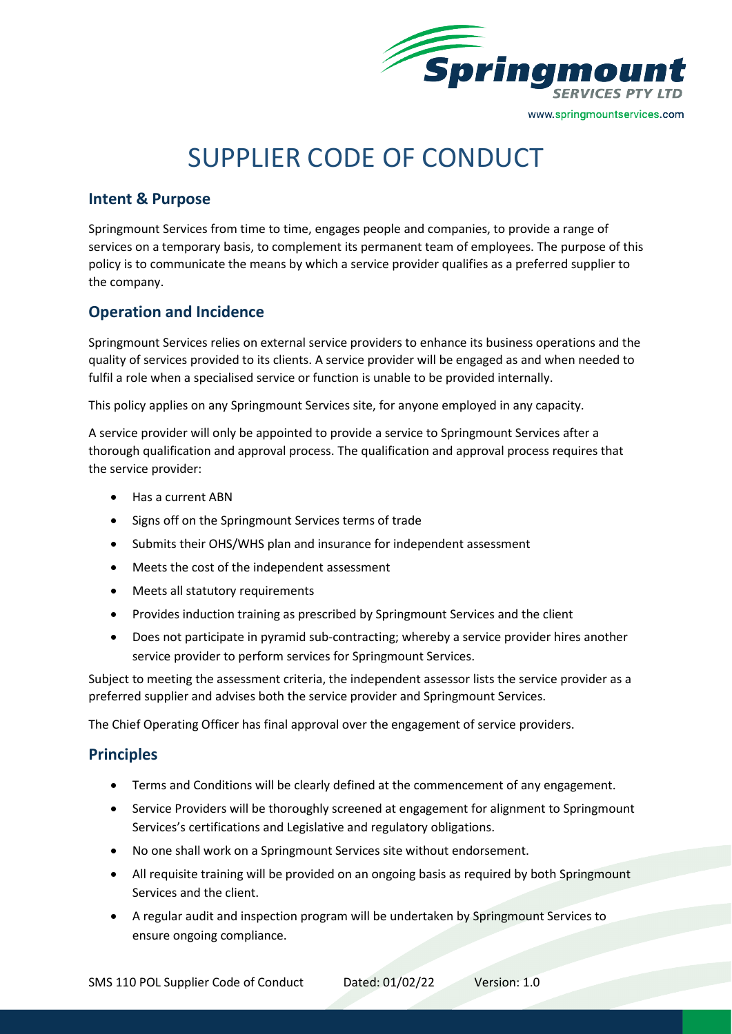# SUPPLIER CODE OF CONDUCT

## Intent & Purpose

Springmount Services from time to time, engages people and companies, to provide a range of services on a temporary basis, to complement its permanent team of employees. The purpose of this policy is to communicate the means by which a service provider qualifies as a preferred supplier to the company.

## Operation and Incidence

Springmount Services relies on external service providers to enhance its business operations and the quality of services provided to its clients. A service provider will be engaged as and when needed to fulfil a role when a specialised service or function is unable to be provided internally.

This policy applies on any Springmount Services site, for anyone employed in any capacity.

A service provider will only be appointed to provide a service to Springmount Services after a thorough qualification and approval process. The qualification and approval process requires that the service provider:

- Has a current ABN
- Signs off on the Springmount Services terms of trade
- Submits their OHS/WHS plan and insurance for independent assessment
- Meets the cost of the independent assessment
- Meets all statutory requirements
- Provides induction training as prescribed by Springmount Services and the client
- Does not participate in pyramid sub-contracting; whereby a service provider hires another service provider to perform services for Springmount Services.

Subject to meeting the assessment criteria, the independent assessor lists the service provider as a preferred supplier and advises both the service provider and Springmount Services.

The Chief Operating Officer has final approval over the engagement of service providers.

## Principles

- Terms and Conditions will be clearly defined at the commencement of any engagement.
- Service Providers will be thoroughly screened at engagement for alignment to Springmount Services's certifications and Legislative and regulatory obligations.
- No one shall work on a Springmount Services site without endorsement.
- All requisite training will be provided on an ongoing basis as required by both Springmount Services and the client.
- A regular audit and inspection program will be undertaken by Springmount Services to ensure ongoing compliance.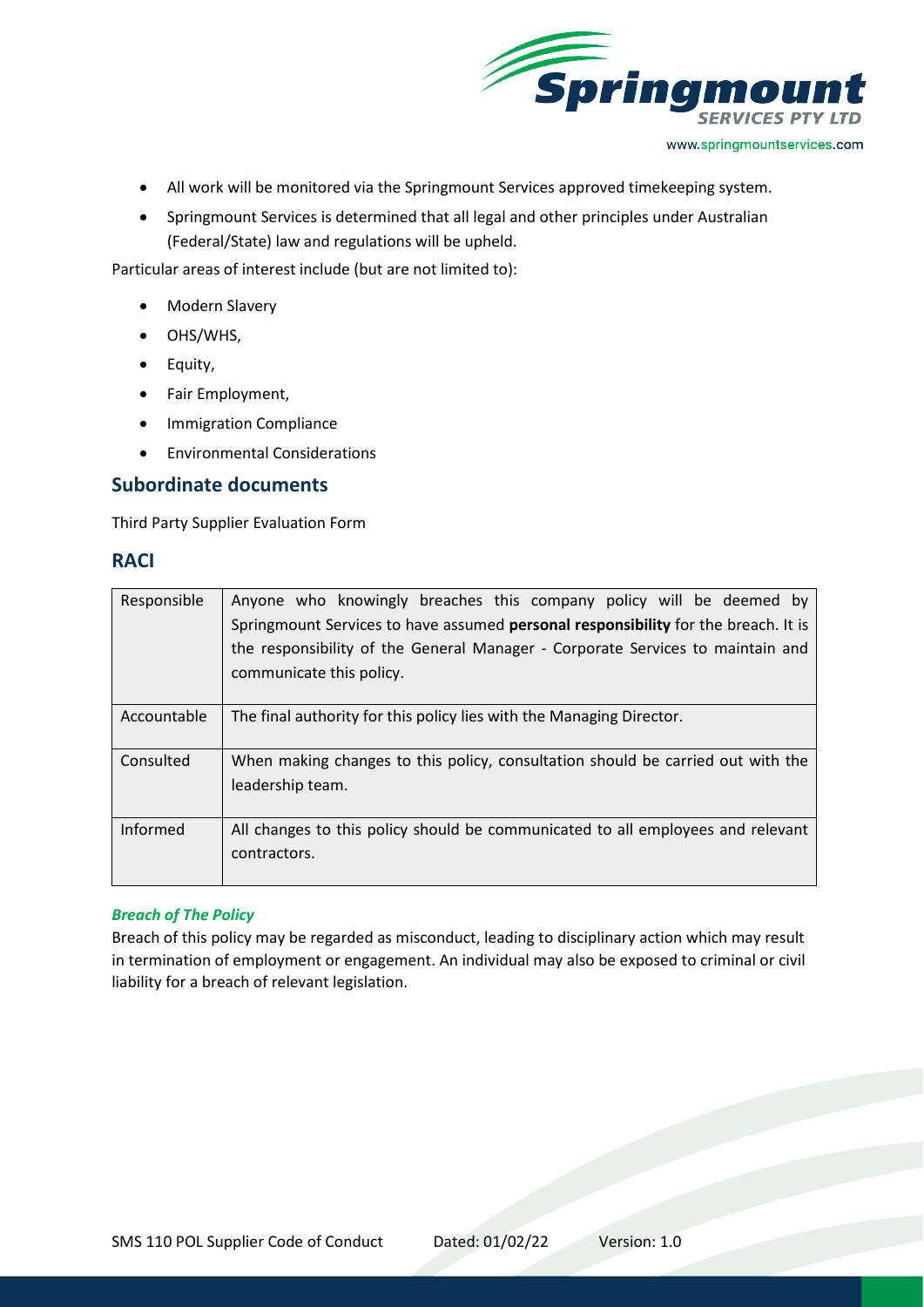- All work will be monitored via the Springmount Services approved timekeeping system.
- Springmount Services is determined that all legal and other principles under Australian (Federal/State) law and regulations will be upheld.

Particular areas of interest include (but are not limited to):

- Modern Slavery
- OHS/WHS,
- Equity,
- Fair Employment,
- Immigration Compliance
- Environmental Considerations

## Subordinate documents

Third Party Supplier Evaluation Form

## RACI

| | |
|---|---|
| Responsible | Anyone who knowingly breaches this company policy will be deemed by Springmount Services to have assumed **personal responsibility** for the breach. It is the responsibility of the General Manager - Corporate Services to maintain and communicate this policy. |
| Accountable | The final authority for this policy lies with the Managing Director. |
| Consulted | When making changes to this policy, consultation should be carried out with the leadership team. |
| Informed | All changes to this policy should be communicated to all employees and relevant contractors. |

***Breach of The Policy***

Breach of this policy may be regarded as misconduct, leading to disciplinary action which may result in termination of employment or engagement. An individual may also be exposed to criminal or civil liability for a breach of relevant legislation.